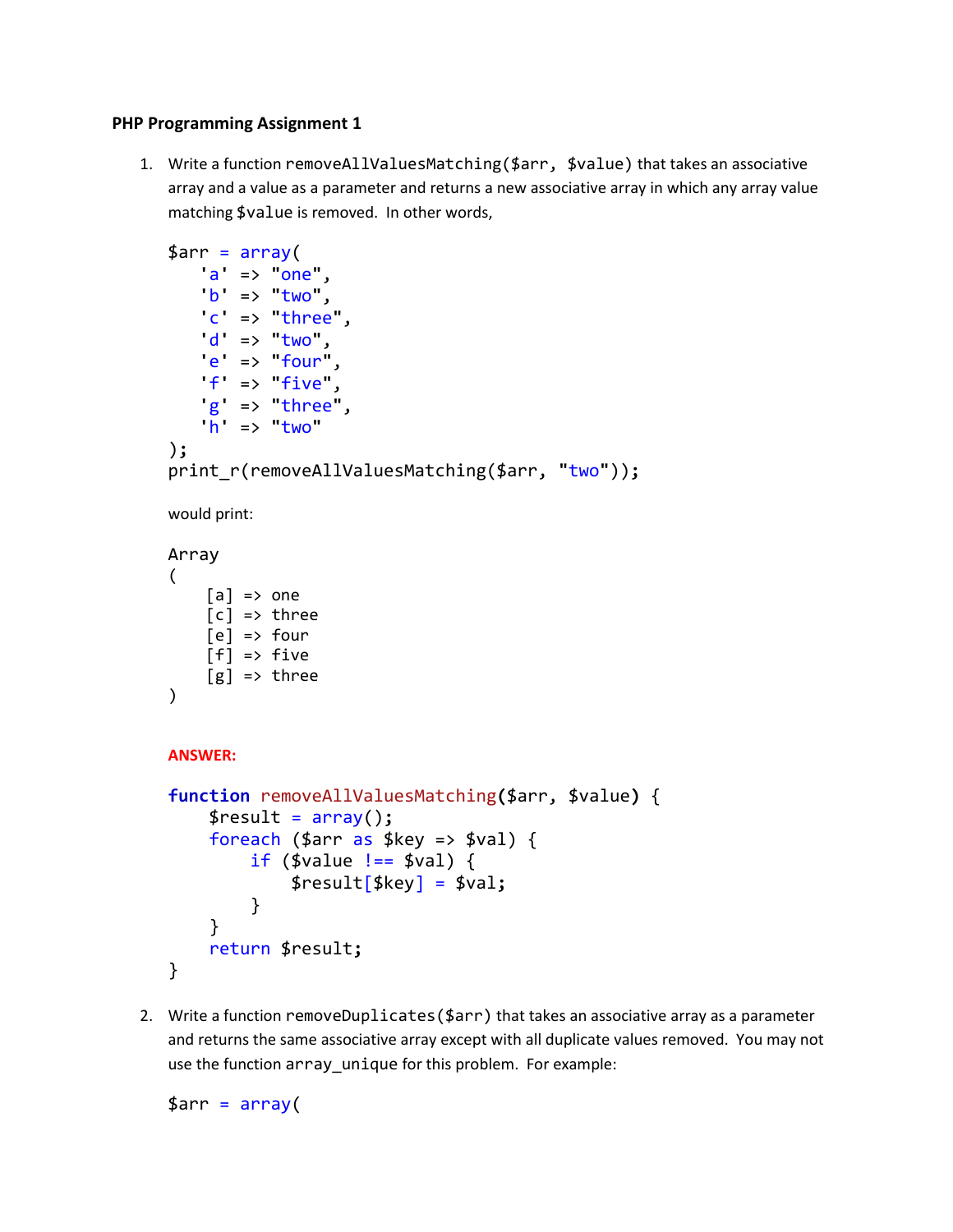**PHP Programming Assignment 1**

1. Write a function `removeAllValuesMatching($arr, $value)` that takes an associative array and a value as a parameter and returns a new associative array in which any array value matching `$value` is removed. In other words,

```
$arr = array(
    'a' => "one",
    'b' => "two",
    'c' => "three",
    'd' => "two",
    'e' => "four",
    'f' => "five",
    'g' => "three",
    'h' => "two"
);
print_r(removeAllValuesMatching($arr, "two"));
```

would print:

```
Array
(
    [a] => one
    [c] => three
    [e] => four
    [f] => five
    [g] => three
)
```

**ANSWER:**

```
function removeAllValuesMatching($arr, $value) {
    $result = array();
    foreach ($arr as $key => $val) {
        if ($value !== $val) {
            $result[$key] = $val;
        }
    }
    return $result;
}
```

2. Write a function `removeDuplicates($arr)` that takes an associative array as a parameter and returns the same associative array except with all duplicate values removed. You may not use the function `array_unique` for this problem. For example:

```
$arr = array(
```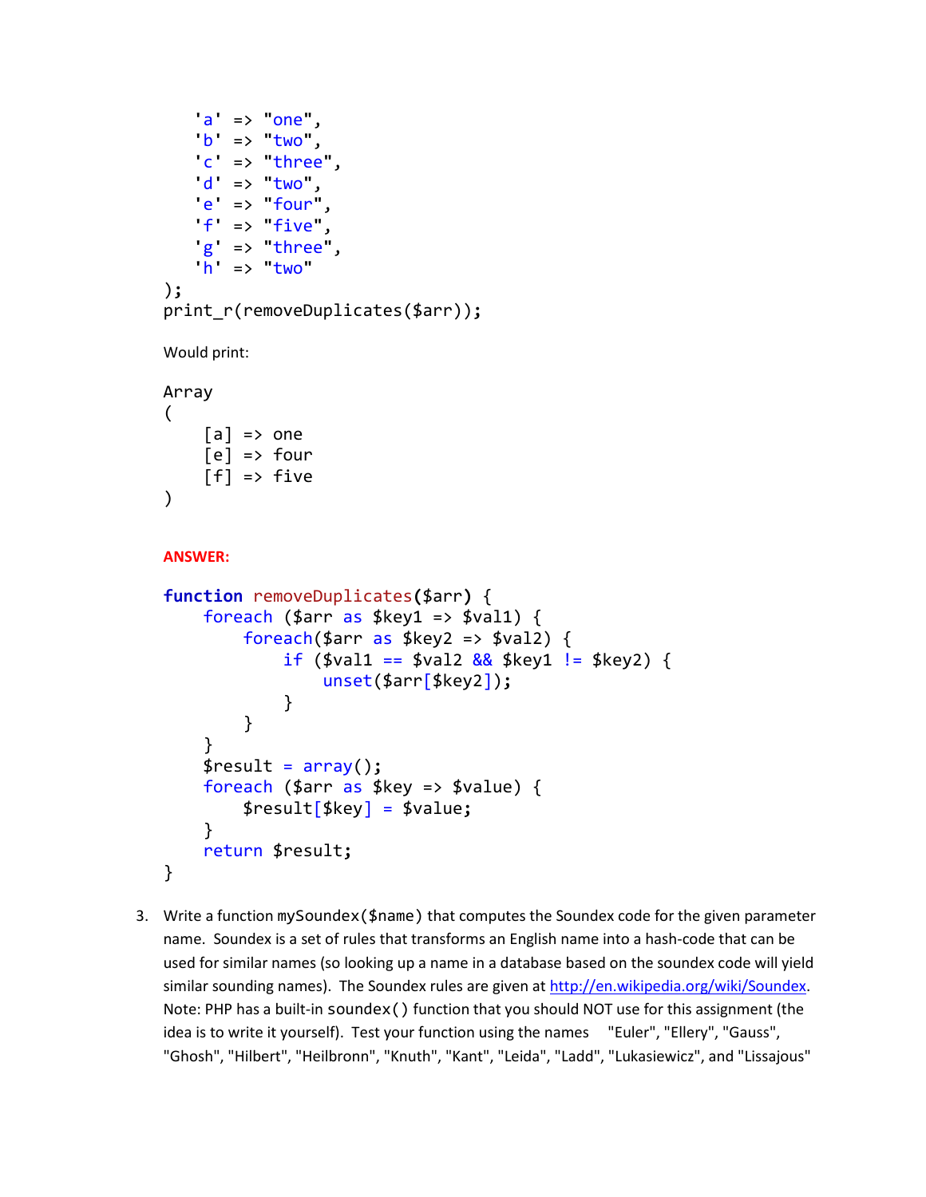```
    'a' => "one",
    'b' => "two",
    'c' => "three",
    'd' => "two",
    'e' => "four",
    'f' => "five",
    'g' => "three",
    'h' => "two"
);
print_r(removeDuplicates($arr));
```

Would print:

```
Array
(
    [a] => one
    [e] => four
    [f] => five
)
```

**ANSWER:**

```
function removeDuplicates($arr) {
    foreach ($arr as $key1 => $val1) {
        foreach($arr as $key2 => $val2) {
            if ($val1 == $val2 && $key1 != $key2) {
                unset($arr[$key2]);
            }
        }
    }
    $result = array();
    foreach ($arr as $key => $value) {
        $result[$key] = $value;
    }
    return $result;
}
```

3. Write a function `mySoundex($name)` that computes the Soundex code for the given parameter name. Soundex is a set of rules that transforms an English name into a hash-code that can be used for similar names (so looking up a name in a database based on the soundex code will yield similar sounding names). The Soundex rules are given at [http://en.wikipedia.org/wiki/Soundex](http://en.wikipedia.org/wiki/Soundex). Note: PHP has a built-in `soundex()` function that you should NOT use for this assignment (the idea is to write it yourself). Test your function using the names "Euler", "Ellery", "Gauss", "Ghosh", "Hilbert", "Heilbronn", "Knuth", "Kant", "Leida", "Ladd", "Lukasiewicz", and "Lissajous"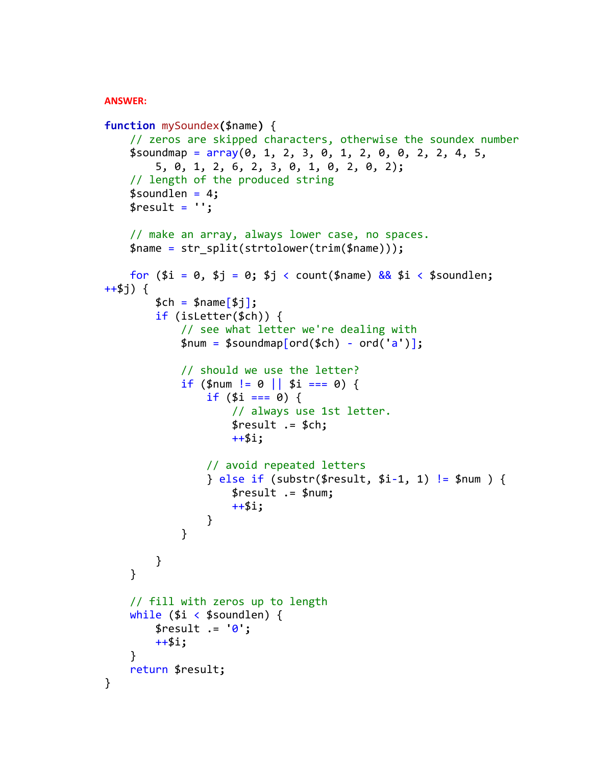**ANSWER:**

```php
function mySoundex($name) {
    // zeros are skipped characters, otherwise the soundex number
    $soundmap = array(0, 1, 2, 3, 0, 1, 2, 0, 0, 2, 2, 4, 5,
        5, 0, 1, 2, 6, 2, 3, 0, 1, 0, 2, 0, 2);
    // length of the produced string
    $soundlen = 4;
    $result = '';

    // make an array, always lower case, no spaces.
    $name = str_split(strtolower(trim($name)));

    for ($i = 0, $j = 0; $j < count($name) && $i < $soundlen;
++$j) {
        $ch = $name[$j];
        if (isLetter($ch)) {
            // see what letter we're dealing with
            $num = $soundmap[ord($ch) - ord('a')];

            // should we use the letter?
            if ($num != 0 || $i === 0) {
                if ($i === 0) {
                    // always use 1st letter.
                    $result .= $ch;
                    ++$i;

                // avoid repeated letters
                } else if (substr($result, $i-1, 1) != $num ) {
                    $result .= $num;
                    ++$i;
                }
            }

        }
    }

    // fill with zeros up to length
    while ($i < $soundlen) {
        $result .= '0';
        ++$i;
    }
    return $result;
}
```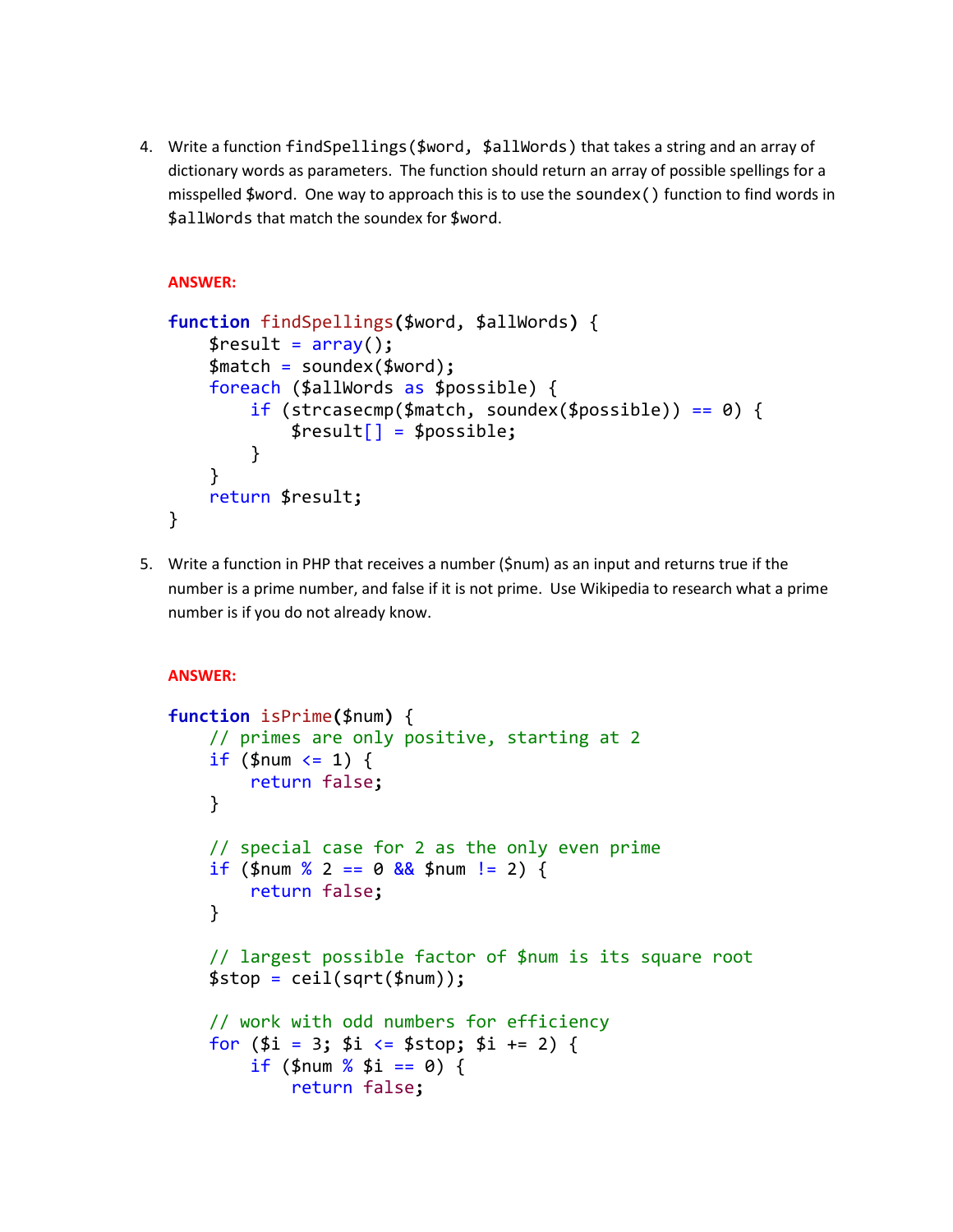4. Write a function `findSpellings($word, $allWords)` that takes a string and an array of dictionary words as parameters. The function should return an array of possible spellings for a misspelled `$word`. One way to approach this is to use the `soundex()` function to find words in `$allWords` that match the soundex for `$word`.

   **ANSWER:**

```php
function findSpellings($word, $allWords) {
    $result = array();
    $match = soundex($word);
    foreach ($allWords as $possible) {
        if (strcasecmp($match, soundex($possible)) == 0) {
            $result[] = $possible;
        }
    }
    return $result;
}
```

5. Write a function in PHP that receives a number ($num) as an input and returns true if the number is a prime number, and false if it is not prime. Use Wikipedia to research what a prime number is if you do not already know.

   **ANSWER:**

```php
function isPrime($num) {
    // primes are only positive, starting at 2
    if ($num <= 1) {
        return false;
    }

    // special case for 2 as the only even prime
    if ($num % 2 == 0 && $num != 2) {
        return false;
    }

    // largest possible factor of $num is its square root
    $stop = ceil(sqrt($num));

    // work with odd numbers for efficiency
    for ($i = 3; $i <= $stop; $i += 2) {
        if ($num % $i == 0) {
            return false;
```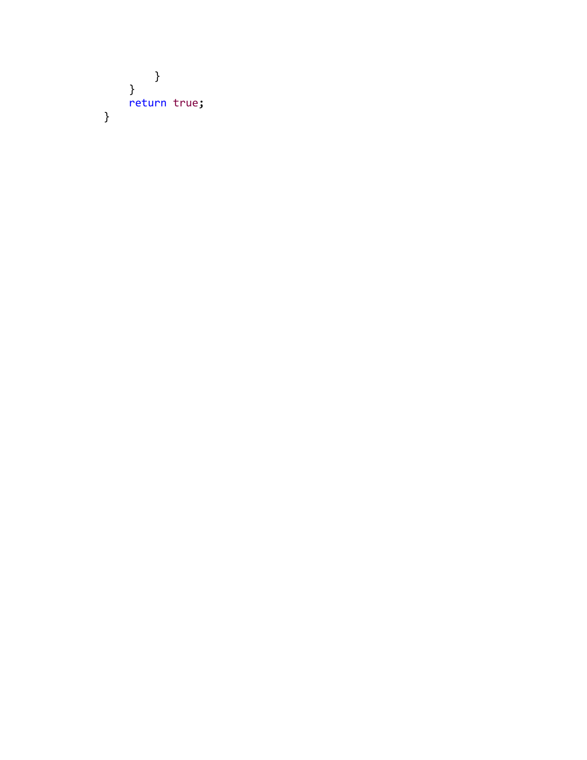```
        }
    }
    return true;
}
```